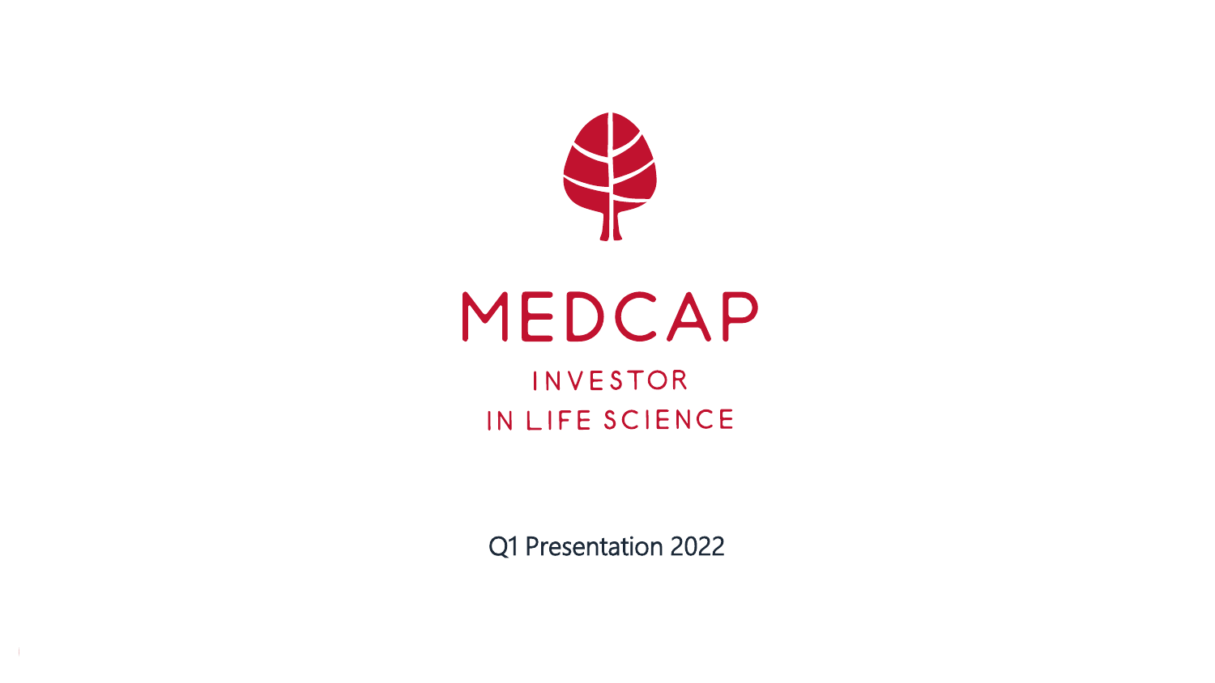# MEDCAP

INVESTOR
IN LIFE SCIENCE

Q1 Presentation 2022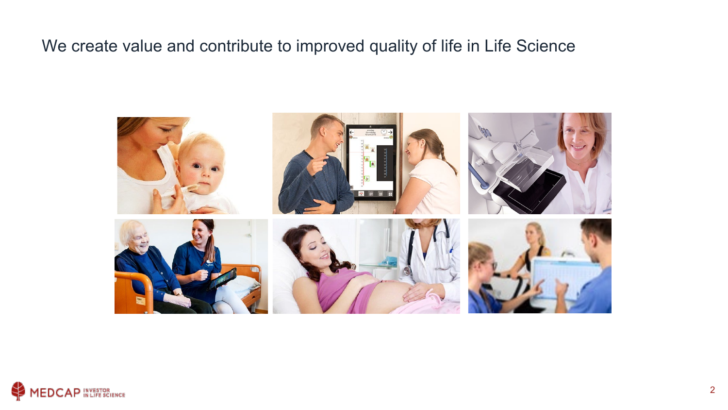# We create value and contribute to improved quality of life in Life Science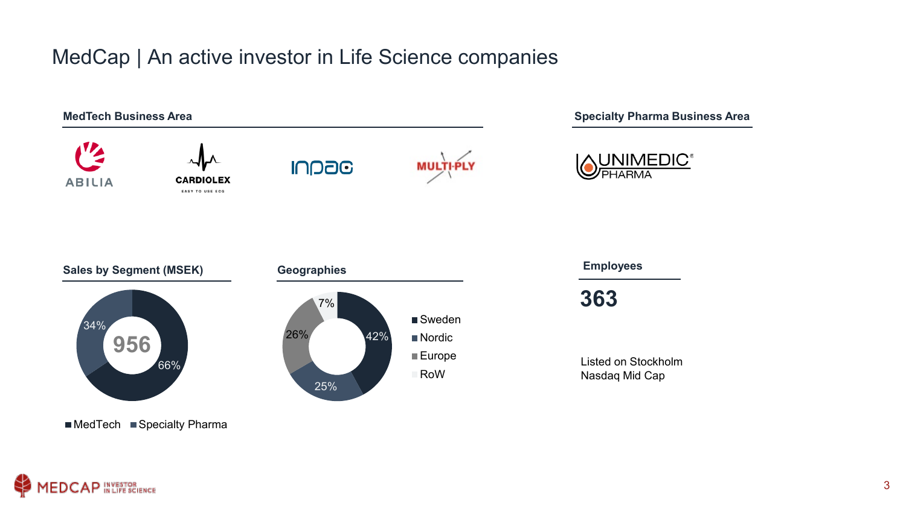# MedCap | An active investor in Life Science companies

### MedTech Business Area

ABILIA

CARDIOLEX
EASY TO USE ECG

INPAC

MULTI-PLY

### Specialty Pharma Business Area

UNIMEDIC® PHARMA

### Sales by Segment (MSEK)

956

| Segment | Share |
|---|---|
| MedTech | 66% |
| Specialty Pharma | 34% |

### Geographies

| Geography | Share |
|---|---|
| Sweden | 42% |
| Nordic | 25% |
| Europe | 26% |
| RoW | 7% |

### Employees

**363**

Listed on Stockholm Nasdaq Mid Cap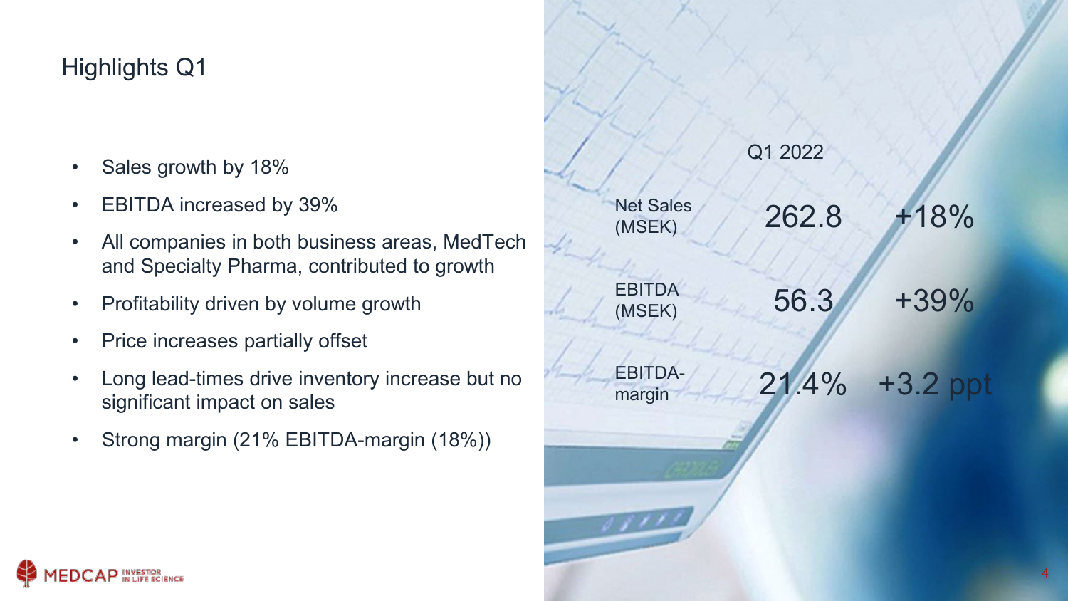# Highlights Q1

- Sales growth by 18%
- EBITDA increased by 39%
- All companies in both business areas, MedTech and Specialty Pharma, contributed to growth
- Profitability driven by volume growth
- Price increases partially offset
- Long lead-times drive inventory increase but no significant impact on sales
- Strong margin (21% EBITDA-margin (18%))

| | Q1 2022 | |
|---|---|---|
| Net Sales (MSEK) | 262.8 | +18% |
| EBITDA (MSEK) | 56.3 | +39% |
| EBITDA-margin | 21.4% | +3.2 ppt |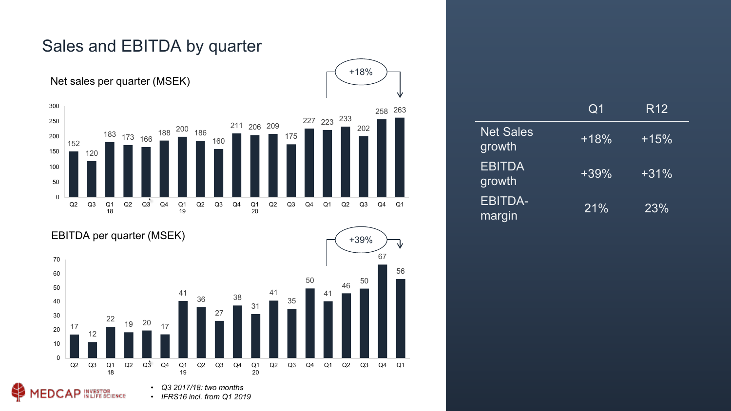# Sales and EBITDA by quarter

## Net sales per quarter (MSEK)

+18%

| Quarter | Q2 | Q3 | Q1 18 | Q2 | Q3* | Q4 | Q1 19 | Q2 | Q3 | Q4 | Q1 20 | Q2 | Q3 | Q4 | Q1 | Q2 | Q3 | Q4 | Q1 |
|---|---|---|---|---|---|---|---|---|---|---|---|---|---|---|---|---|---|---|---|
| Net sales | 152 | 120 | 183 | 173 | 166 | 188 | 200 | 186 | 160 | 211 | 206 | 209 | 175 | 227 | 223 | 233 | 202 | 258 | 263 |

## EBITDA per quarter (MSEK)

+39%

| Quarter | Q2 | Q3 | Q1 18 | Q2 | Q3* | Q4 | Q1 19 | Q2 | Q3 | Q4 | Q1 20 | Q2 | Q3 | Q4 | Q1 | Q2 | Q3 | Q4 | Q1 |
|---|---|---|---|---|---|---|---|---|---|---|---|---|---|---|---|---|---|---|---|
| EBITDA | 17 | 12 | 22 | 19 | 20 | 17 | 41 | 36 | 27 | 38 | 31 | 41 | 35 | 50 | 41 | 46 | 50 | 67 | 56 |

- *Q3 2017/18: two months*
- *IFRS16 incl. from Q1 2019*

| | Q1 | R12 |
|---|---|---|
| Net Sales growth | +18% | +15% |
| EBITDA growth | +39% | +31% |
| EBITDA-margin | 21% | 23% |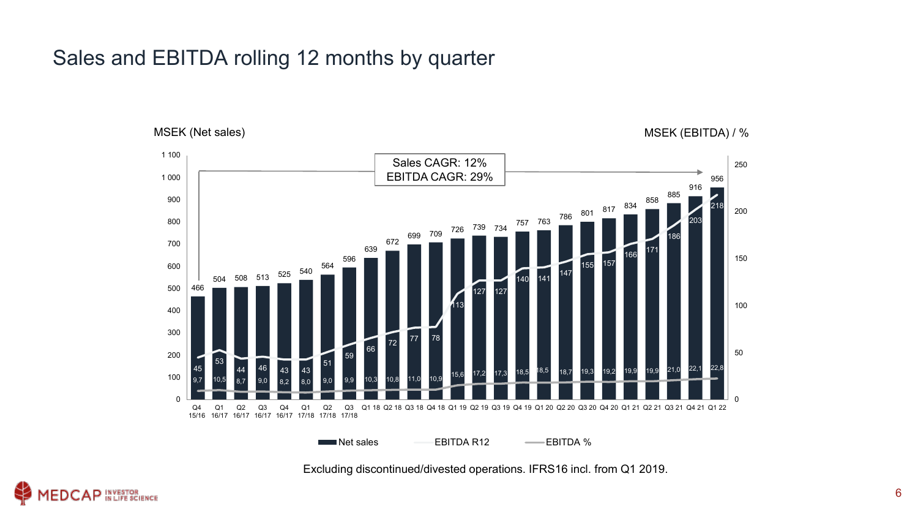# Sales and EBITDA rolling 12 months by quarter

MSEK (Net sales) — MSEK (EBITDA) / %

Sales CAGR: 12%
EBITDA CAGR: 29%

| Quarter | Net sales | EBITDA R12 | EBITDA % |
|---|---|---|---|
| Q4 15/16 | 466 | 45 | 9,7 |
| Q1 16/17 | 504 | 53 | 10,5 |
| Q2 16/17 | 508 | 44 | 8,7 |
| Q3 16/17 | 513 | 46 | 9,0 |
| Q4 16/17 | 525 | 43 | 8,2 |
| Q1 17/18 | 540 | 43 | 8,0 |
| Q2 17/18 | 564 | 51 | 9,0 |
| Q3 17/18 | 596 | 59 | 9,9 |
| Q1 18 | 639 | 66 | 10,3 |
| Q2 18 | 672 | 72 | 10,8 |
| Q3 18 | 699 | 77 | 11,0 |
| Q4 18 | 709 | 78 | 10,9 |
| Q1 19 | 726 | 113 | 15,6 |
| Q2 19 | 739 | 127 | 17,2 |
| Q3 19 | 734 | 127 | 17,3 |
| Q4 19 | 757 | 140 | 18,5 |
| Q1 20 | 763 | 141 | 18,5 |
| Q2 20 | 786 | 147 | 18,7 |
| Q3 20 | 801 | 155 | 19,3 |
| Q4 20 | 817 | 157 | 19,2 |
| Q1 21 | 834 | 166 | 19,9 |
| Q2 21 | 858 | 171 | 19,9 |
| Q3 21 | 885 | 186 | 21,0 |
| Q4 21 | 916 | 203 | 22,1 |
| Q1 22 | 956 | 218 | 22,8 |

Net sales — EBITDA R12 — EBITDA %

Excluding discontinued/divested operations. IFRS16 incl. from Q1 2019.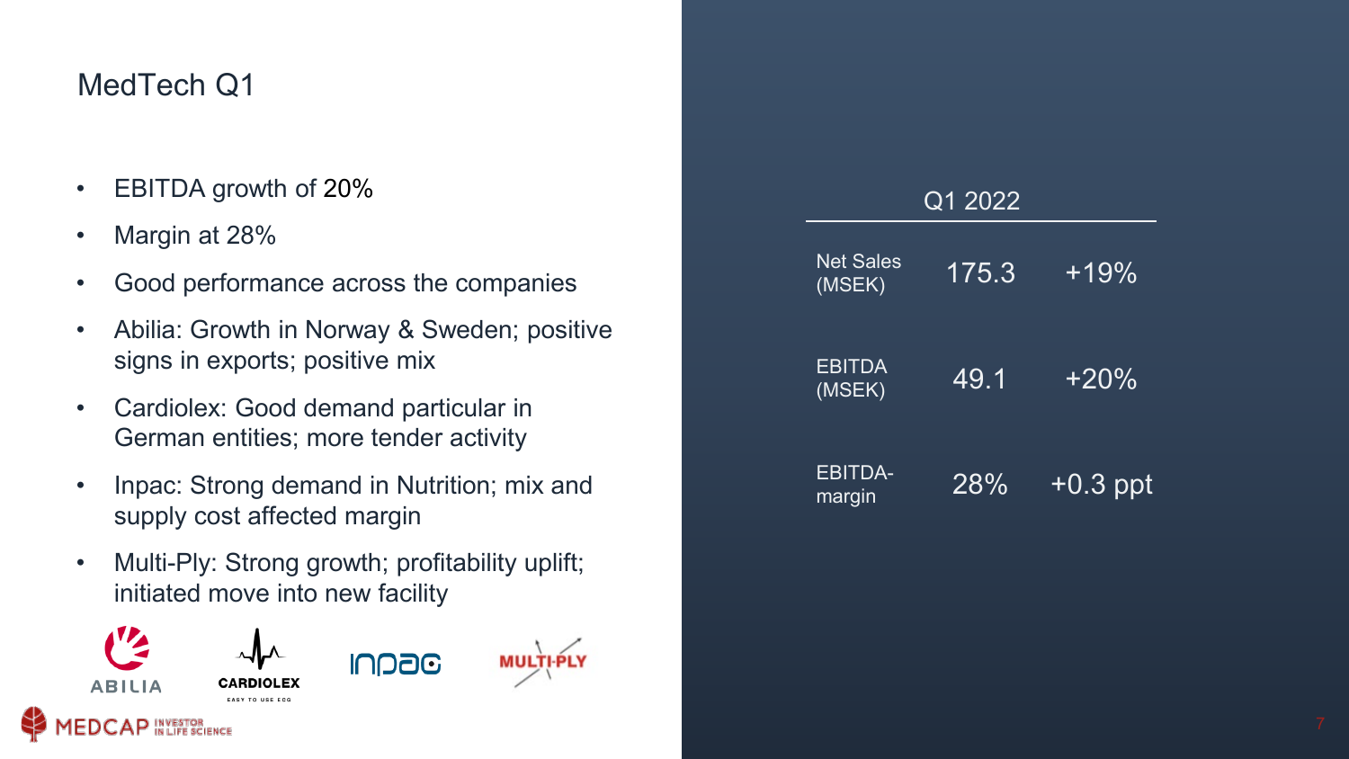# MedTech Q1

- EBITDA growth of 20%
- Margin at 28%
- Good performance across the companies
- Abilia: Growth in Norway & Sweden; positive signs in exports; positive mix
- Cardiolex: Good demand particular in German entities; more tender activity
- Inpac: Strong demand in Nutrition; mix and supply cost affected margin
- Multi-Ply: Strong growth; profitability uplift; initiated move into new facility

| | Q1 2022 | |
|---|---|---|
| Net Sales (MSEK) | 175.3 | +19% |
| EBITDA (MSEK) | 49.1 | +20% |
| EBITDA-margin | 28% | +0.3 ppt |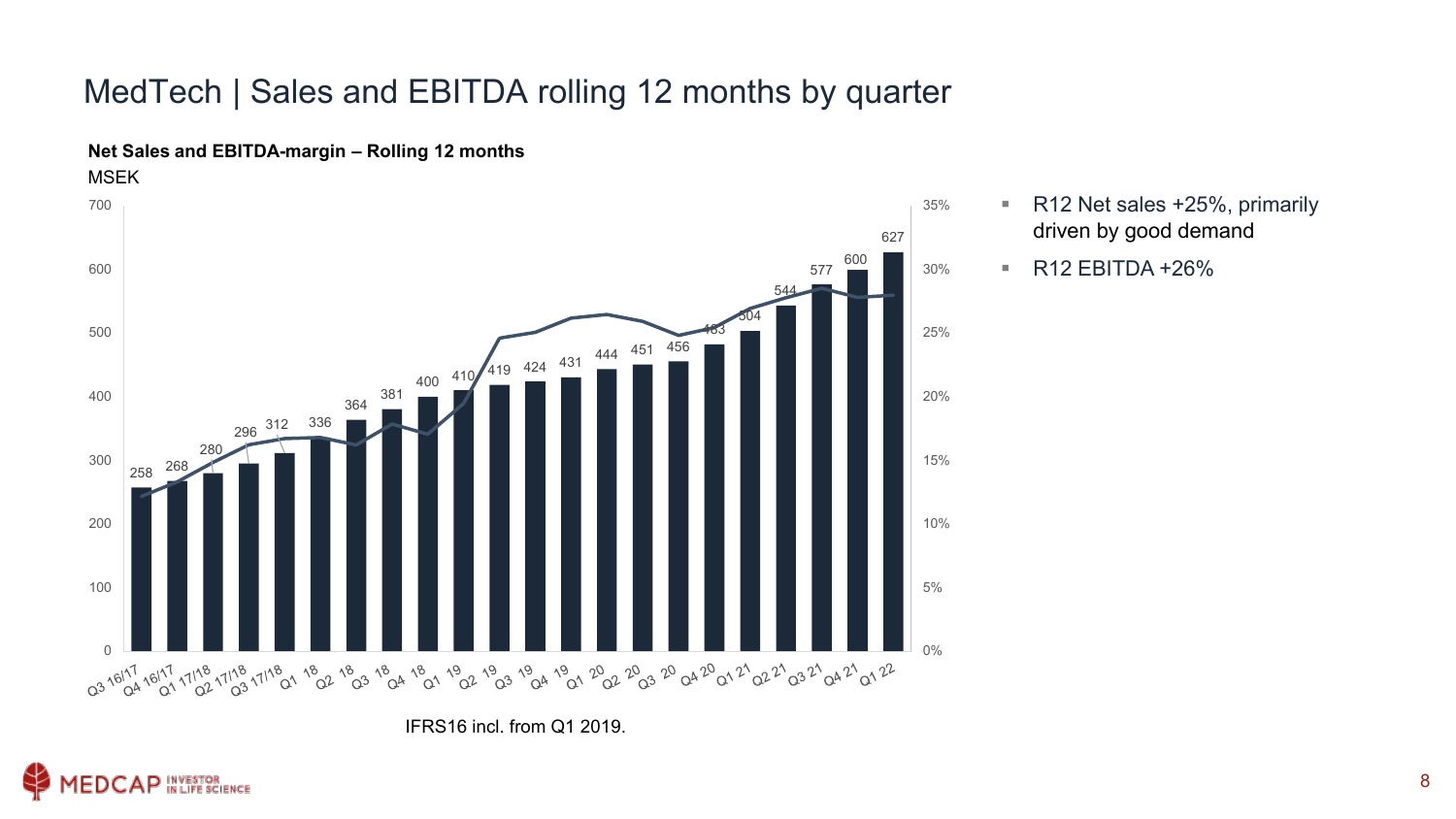# MedTech | Sales and EBITDA rolling 12 months by quarter

**Net Sales and EBITDA-margin – Rolling 12 months**

MSEK

| Quarter | Net Sales (MSEK) |
|---|---|
| Q3 16/17 | 258 |
| Q4 16/17 | 268 |
| Q1 17/18 | 280 |
| Q2 17/18 | 296 |
| Q3 17/18 | 312 |
| Q1 18 | 336 |
| Q2 18 | 364 |
| Q3 18 | 381 |
| Q4 18 | 400 |
| Q1 19 | 410 |
| Q2 19 | 419 |
| Q3 19 | 424 |
| Q4 19 | 431 |
| Q1 20 | 444 |
| Q2 20 | 451 |
| Q3 20 | 456 |
| Q4 20 | 483 |
| Q1 21 | 504 |
| Q2 21 | 544 |
| Q3 21 | 577 |
| Q4 21 | 600 |
| Q1 22 | 627 |

IFRS16 incl. from Q1 2019.

- R12 Net sales +25%, primarily driven by good demand
- R12 EBITDA +26%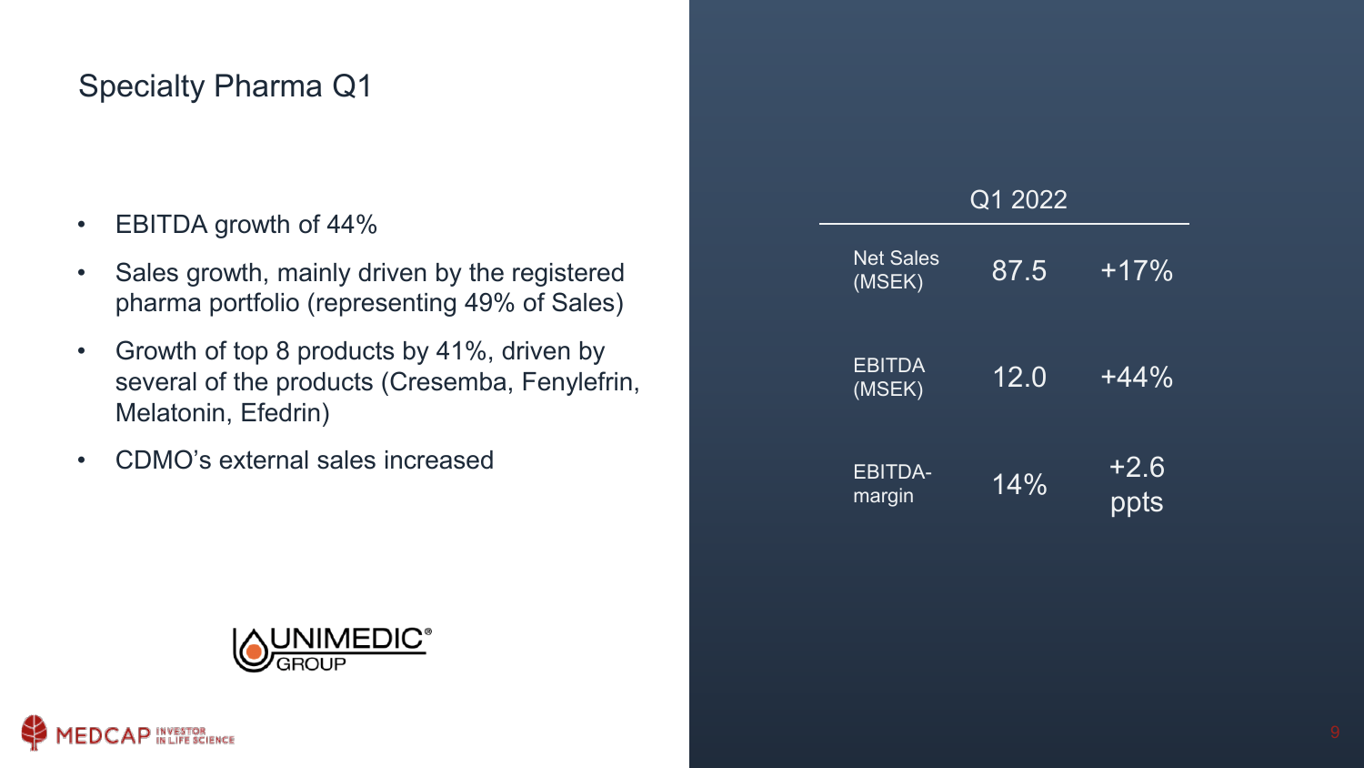# Specialty Pharma Q1

- EBITDA growth of 44%
- Sales growth, mainly driven by the registered pharma portfolio (representing 49% of Sales)
- Growth of top 8 products by 41%, driven by several of the products (Cresemba, Fenylefrin, Melatonin, Efedrin)
- CDMO's external sales increased

| | Q1 2022 | |
|---|---|---|
| Net Sales (MSEK) | 87.5 | +17% |
| EBITDA (MSEK) | 12.0 | +44% |
| EBITDA-margin | 14% | +2.6 ppts |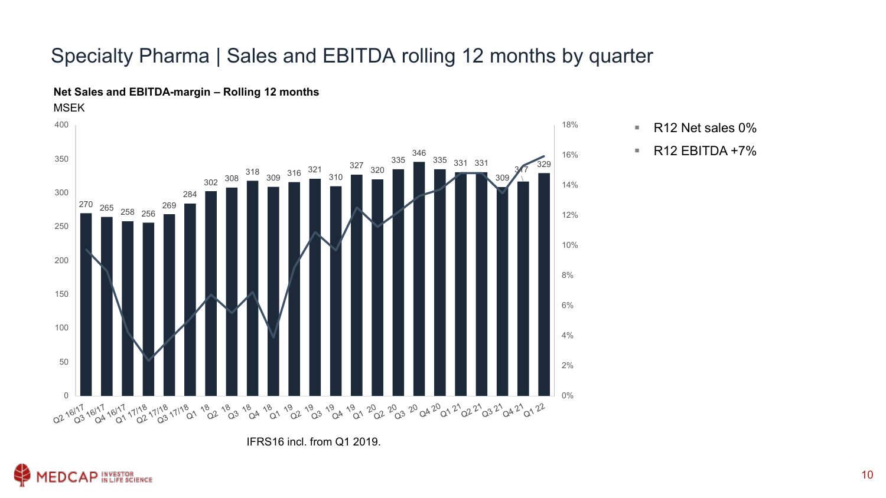# Specialty Pharma | Sales and EBITDA rolling 12 months by quarter

**Net Sales and EBITDA-margin – Rolling 12 months**

MSEK

| Quarter | Net Sales R12 (MSEK) |
|---|---|
| Q2 16/17 | 270 |
| Q3 16/17 | 265 |
| Q4 16/17 | 258 |
| Q1 17/18 | 256 |
| Q2 17/18 | 269 |
| Q3 17/18 | 284 |
| Q1 18 | 302 |
| Q2 18 | 308 |
| Q3 18 | 318 |
| Q4 18 | 309 |
| Q1 19 | 316 |
| Q2 19 | 321 |
| Q3 19 | 310 |
| Q4 19 | 327 |
| Q1 20 | 320 |
| Q2 20 | 335 |
| Q3 20 | 346 |
| Q4 20 | 335 |
| Q1 21 | 331 |
| Q2 21 | 331 |
| Q3 21 | 309 |
| Q4 21 | 317 |
| Q1 22 | 329 |

IFRS16 incl. from Q1 2019.

- R12 Net sales 0%
- R12 EBITDA +7%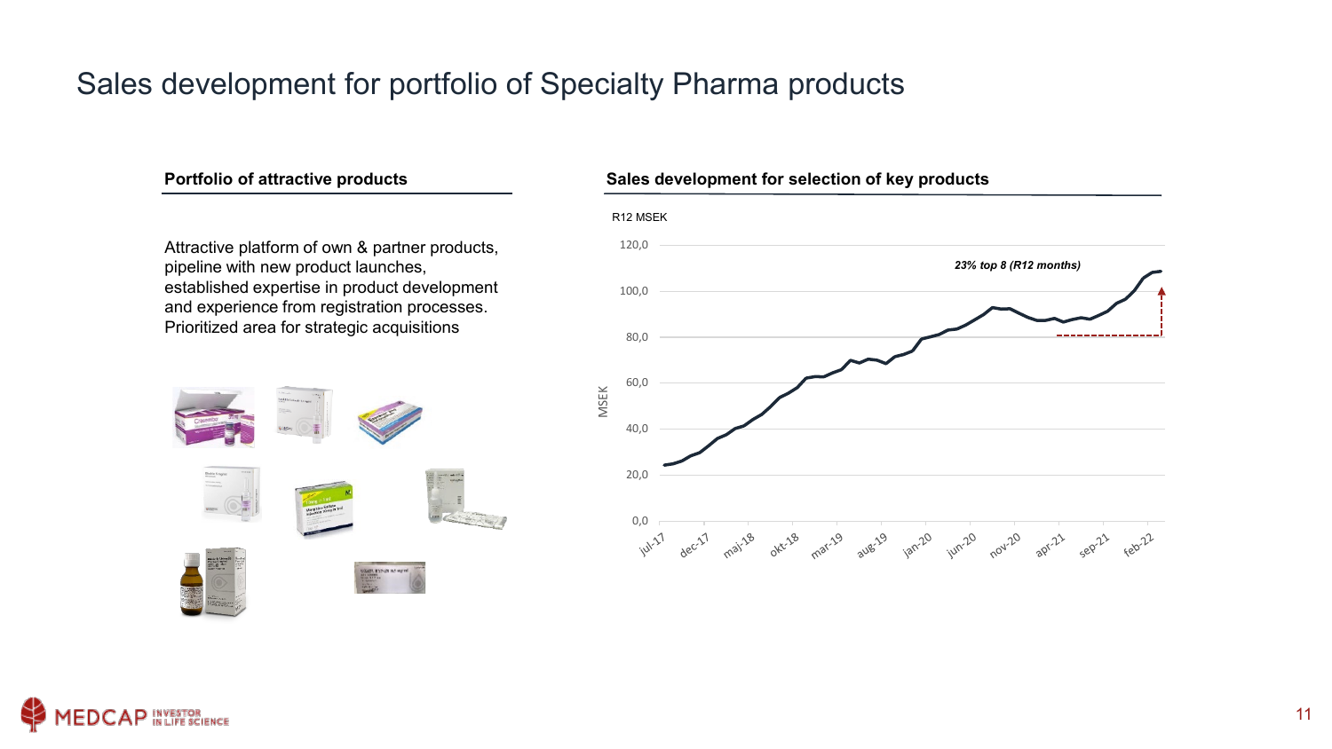# Sales development for portfolio of Specialty Pharma products

## Portfolio of attractive products

Attractive platform of own & partner products, pipeline with new product launches, established expertise in product development and experience from registration processes. Prioritized area for strategic acquisitions

## Sales development for selection of key products

R12 MSEK

*23% top 8 (R12 months)*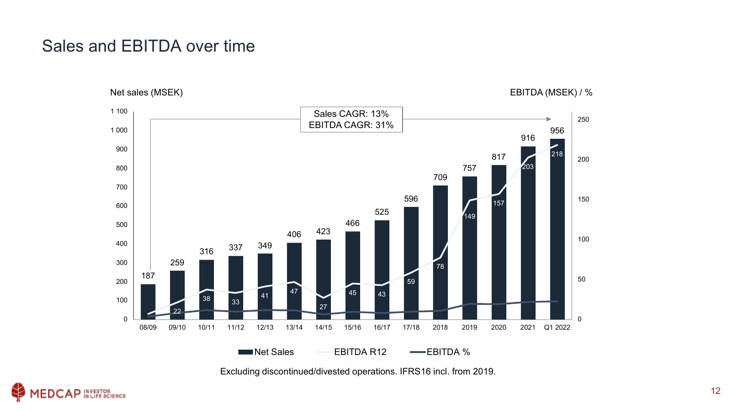# Sales and EBITDA over time

Net sales (MSEK) | EBITDA (MSEK) / %

Sales CAGR: 13%
EBITDA CAGR: 31%

| Period | Net Sales | EBITDA R12 |
|---|---|---|
| 08/09 | 187 | |
| 09/10 | 259 | 22 |
| 10/11 | 316 | 38 |
| 11/12 | 337 | 33 |
| 12/13 | 349 | 41 |
| 13/14 | 406 | 47 |
| 14/15 | 423 | 27 |
| 15/16 | 466 | 45 |
| 16/17 | 525 | 43 |
| 17/18 | 596 | 59 |
| 2018 | 709 | 78 |
| 2019 | 757 | 149 |
| 2020 | 817 | 157 |
| 2021 | 916 | 203 |
| Q1 2022 | 956 | 218 |

Net Sales — EBITDA R12 — EBITDA %

Excluding discontinued/divested operations. IFRS16 incl. from 2019.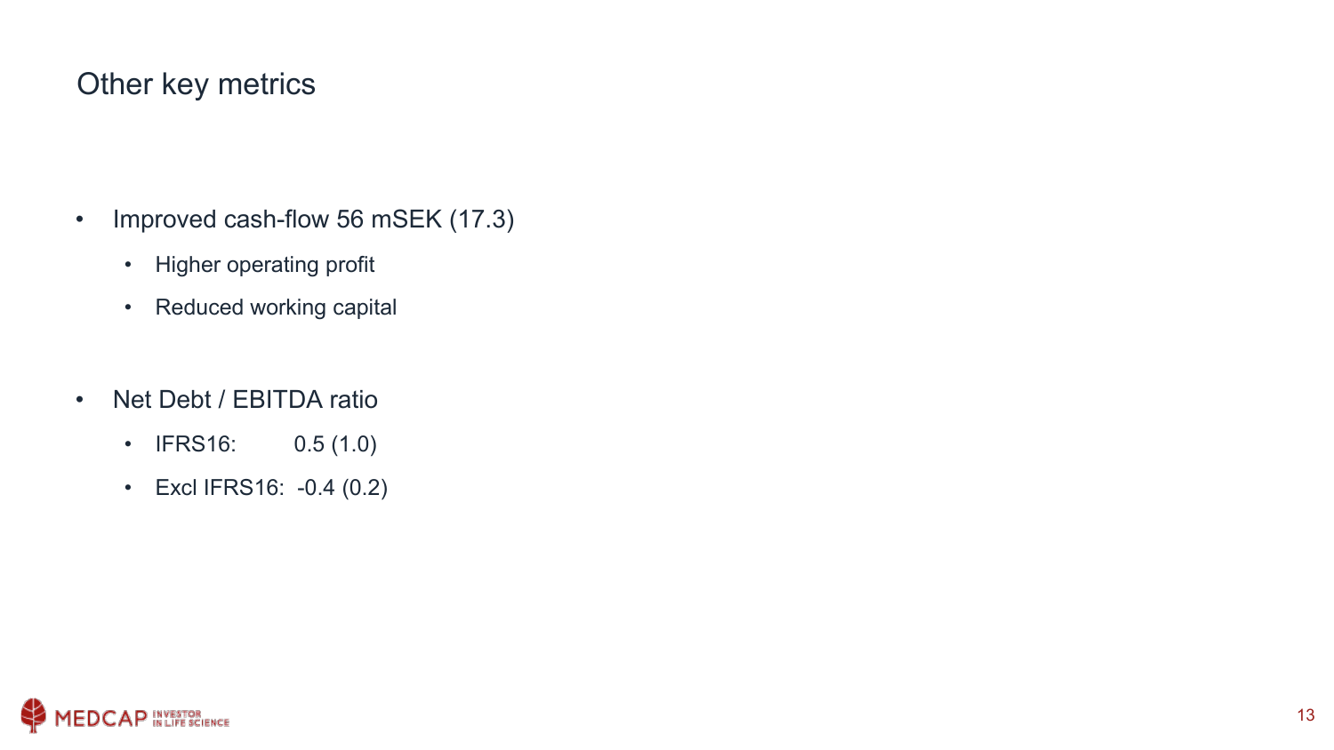# Other key metrics

- Improved cash-flow 56 mSEK (17.3)
  - Higher operating profit
  - Reduced working capital

- Net Debt / EBITDA ratio
  - IFRS16: 0.5 (1.0)
  - Excl IFRS16: -0.4 (0.2)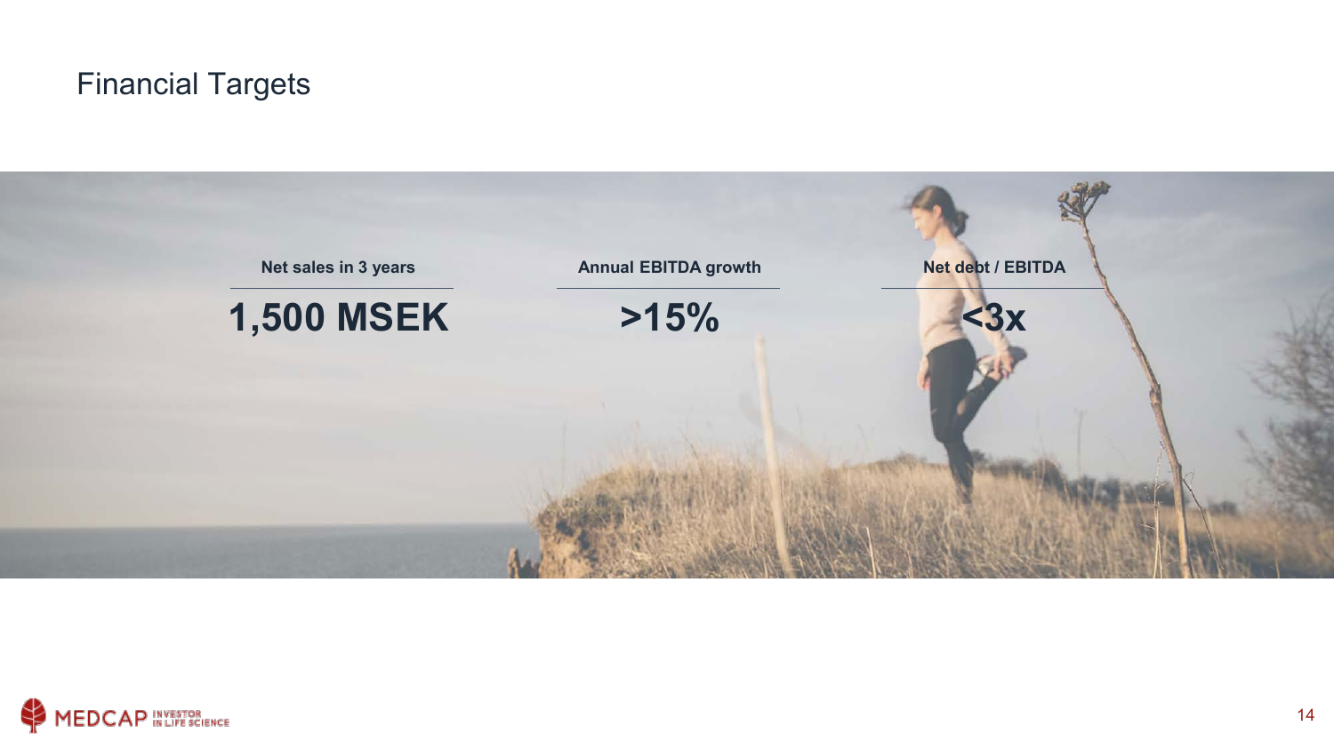# Financial Targets

| Net sales in 3 years | Annual EBITDA growth | Net debt / EBITDA |
|---|---|---|
| **1,500 MSEK** | **>15%** | **<3x** |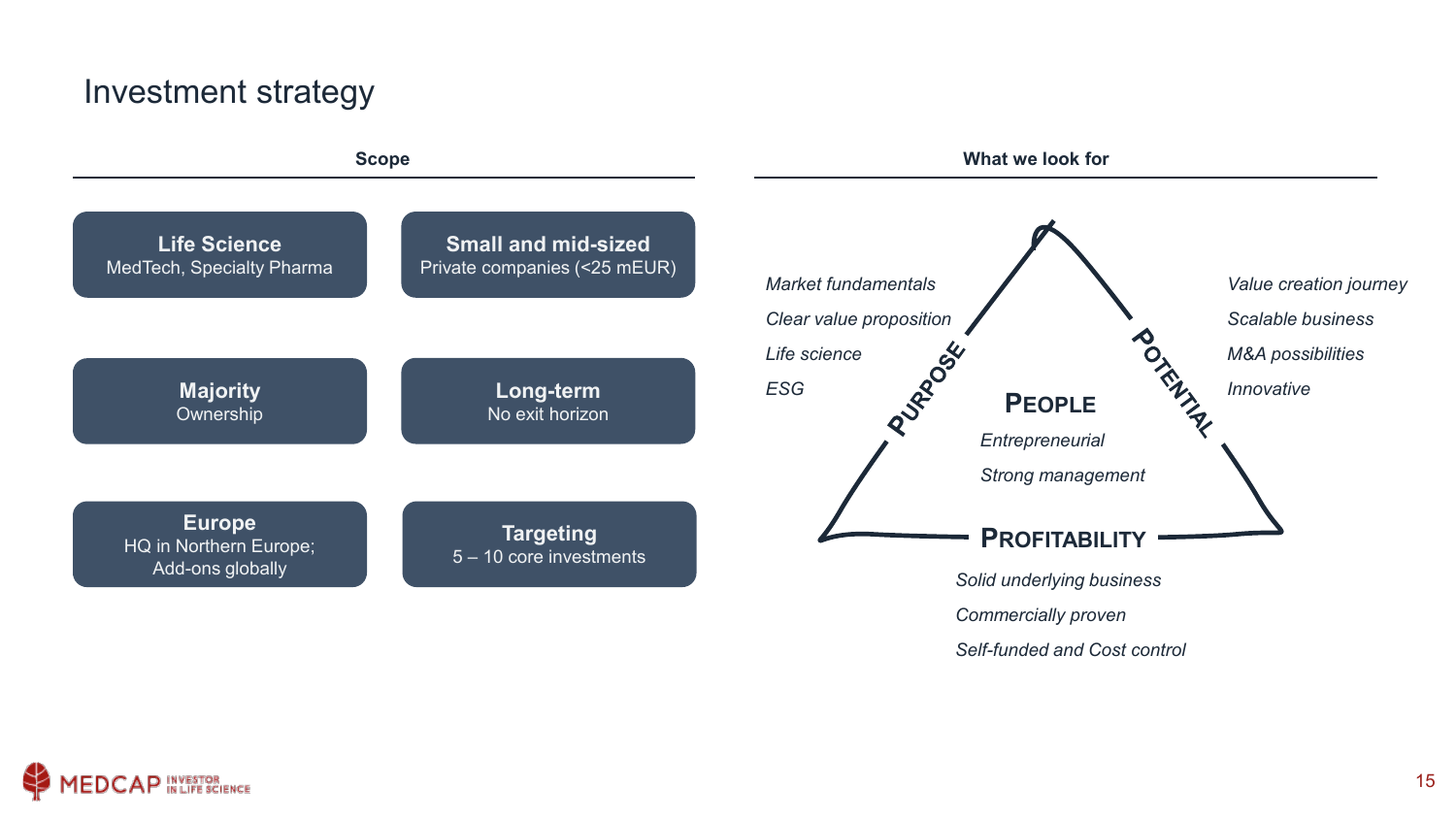# Investment strategy

## Scope

**Life Science**
MedTech, Specialty Pharma

**Small and mid-sized**
Private companies (<25 mEUR)

**Majority**
Ownership

**Long-term**
No exit horizon

**Europe**
HQ in Northern Europe;
Add-ons globally

**Targeting**
5 – 10 core investments

## What we look for

**PURPOSE**

*Market fundamentals*
*Clear value proposition*
*Life science*
*ESG*

**POTENTIAL**

*Value creation journey*
*Scalable business*
*M&A possibilities*
*Innovative*

**PEOPLE**

*Entrepreneurial*
*Strong management*

**PROFITABILITY**

*Solid underlying business*
*Commercially proven*
*Self-funded and Cost control*

MEDCAP INVESTOR IN LIFE SCIENCE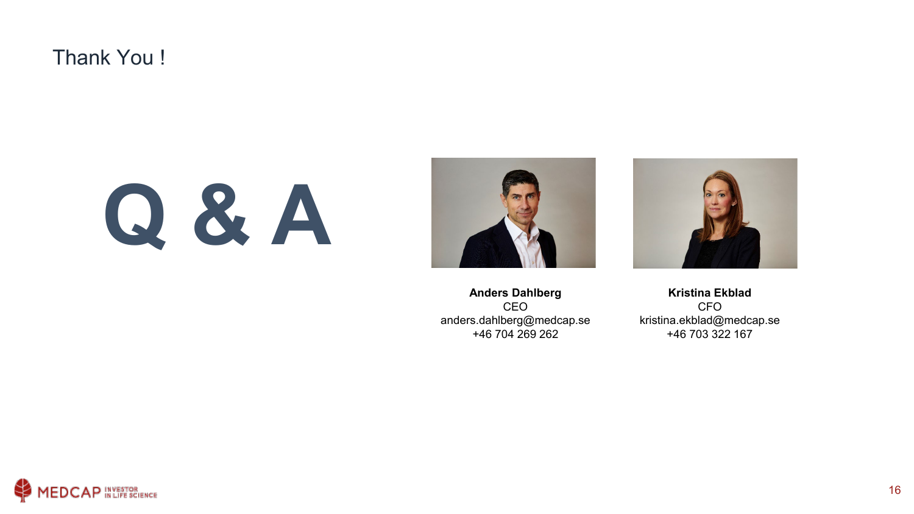# Thank You !

# Q & A

**Anders Dahlberg**
CEO
anders.dahlberg@medcap.se
+46 704 269 262

**Kristina Ekblad**
CFO
kristina.ekblad@medcap.se
+46 703 322 167